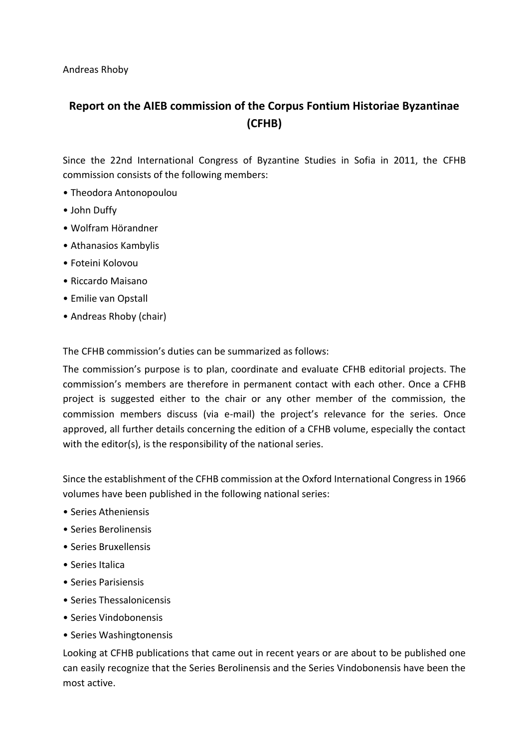Andreas Rhoby

# Report on the AIEB commission of the Corpus Fontium Historiae Byzantinae (CFHB)

Since the 22nd International Congress of Byzantine Studies in Sofia in 2011, the CFHB commission consists of the following members:

- Theodora Antonopoulou
- John Duffy
- Wolfram Hörandner
- Athanasios Kambylis
- Foteini Kolovou
- Riccardo Maisano
- Emilie van Opstall
- Andreas Rhoby (chair)

The CFHB commission's duties can be summarized as follows:

The commission's purpose is to plan, coordinate and evaluate CFHB editorial projects. The commission's members are therefore in permanent contact with each other. Once a CFHB project is suggested either to the chair or any other member of the commission, the commission members discuss (via e-mail) the project's relevance for the series. Once approved, all further details concerning the edition of a CFHB volume, especially the contact with the editor(s), is the responsibility of the national series.

Since the establishment of the CFHB commission at the Oxford International Congress in 1966 volumes have been published in the following national series:

- Series Atheniensis
- Series Berolinensis
- Series Bruxellensis
- Series Italica
- Series Parisiensis
- Series Thessalonicensis
- Series Vindobonensis
- Series Washingtonensis

Looking at CFHB publications that came out in recent years or are about to be published one can easily recognize that the Series Berolinensis and the Series Vindobonensis have been the most active.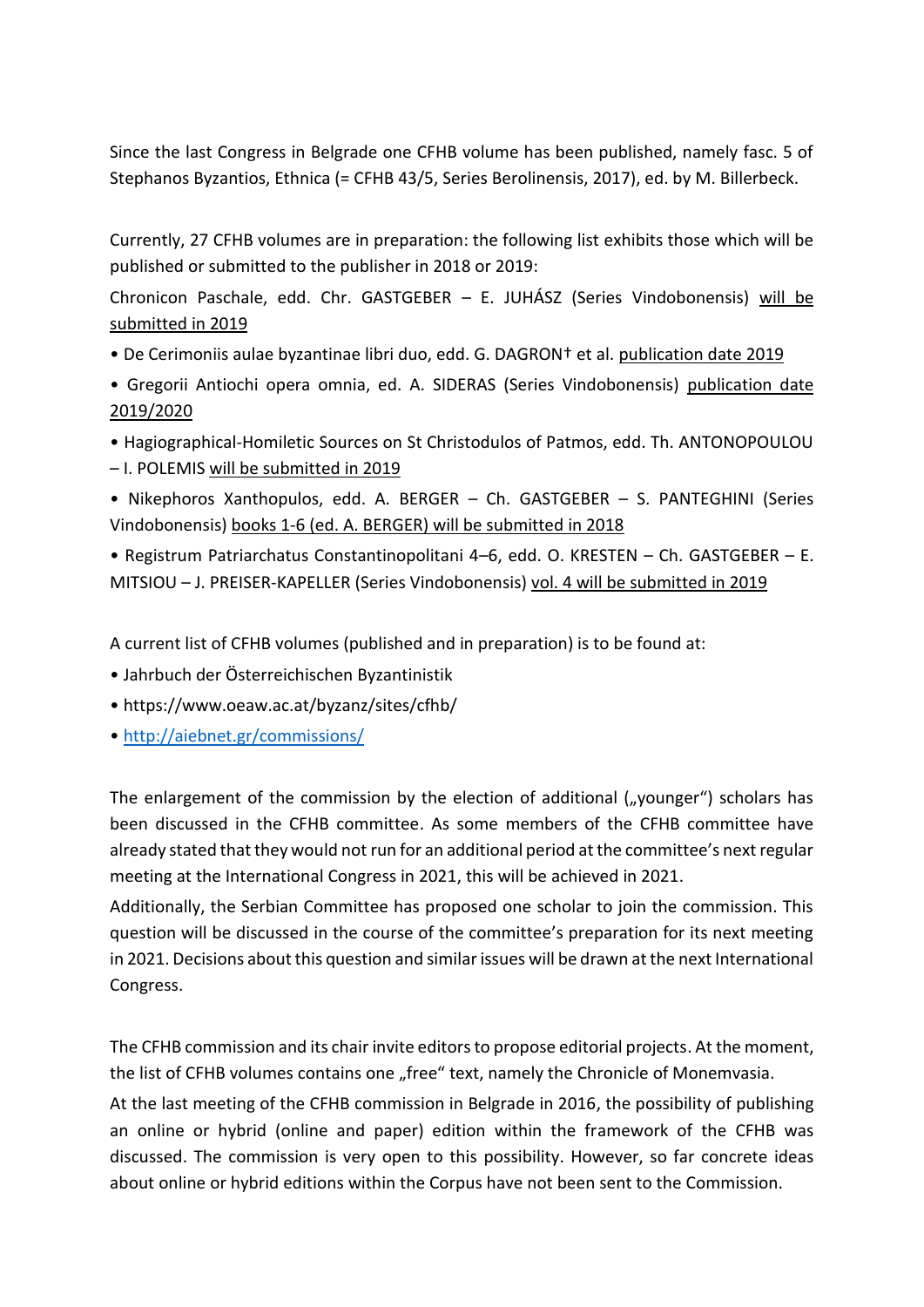Since the last Congress in Belgrade one CFHB volume has been published, namely fasc. 5 of Stephanos Byzantios, Ethnica (= CFHB 43/5, Series Berolinensis, 2017), ed. by M. Billerbeck.

Currently, 27 CFHB volumes are in preparation: the following list exhibits those which will be published or submitted to the publisher in 2018 or 2019:

Chronicon Paschale, edd. Chr. GASTGEBER – E. JUHÁSZ (Series Vindobonensis) <u>will be submitted in 2019</u>

- De Cerimoniis aulae byzantinae libri duo, edd. G. DAGRON† et al. <u>publication date 2019</u>
- Gregorii Antiochi opera omnia, ed. A. SIDERAS (Series Vindobonensis) <u>publication date 2019/2020</u>
- Hagiographical-Homiletic Sources on St Christodulos of Patmos, edd. Th. ANTONOPOULOU – I. POLEMIS <u>will be submitted in 2019</u>
- Nikephoros Xanthopulos, edd. A. BERGER – Ch. GASTGEBER – S. PANTEGHINI (Series Vindobonensis) <u>books 1-6 (ed. A. BERGER) will be submitted in 2018</u>
- Registrum Patriarchatus Constantinopolitani 4–6, edd. O. KRESTEN – Ch. GASTGEBER – E. MITSIOU – J. PREISER-KAPELLER (Series Vindobonensis) <u>vol. 4 will be submitted in 2019</u>

A current list of CFHB volumes (published and in preparation) is to be found at:

- Jahrbuch der Österreichischen Byzantinistik
- https://www.oeaw.ac.at/byzanz/sites/cfhb/
- http://aiebnet.gr/commissions/

The enlargement of the commission by the election of additional („younger") scholars has been discussed in the CFHB committee. As some members of the CFHB committee have already stated that they would not run for an additional period at the committee's next regular meeting at the International Congress in 2021, this will be achieved in 2021.

Additionally, the Serbian Committee has proposed one scholar to join the commission. This question will be discussed in the course of the committee's preparation for its next meeting in 2021. Decisions about this question and similar issues will be drawn at the next International Congress.

The CFHB commission and its chair invite editors to propose editorial projects. At the moment, the list of CFHB volumes contains one „free" text, namely the Chronicle of Monemvasia.

At the last meeting of the CFHB commission in Belgrade in 2016, the possibility of publishing an online or hybrid (online and paper) edition within the framework of the CFHB was discussed. The commission is very open to this possibility. However, so far concrete ideas about online or hybrid editions within the Corpus have not been sent to the Commission.